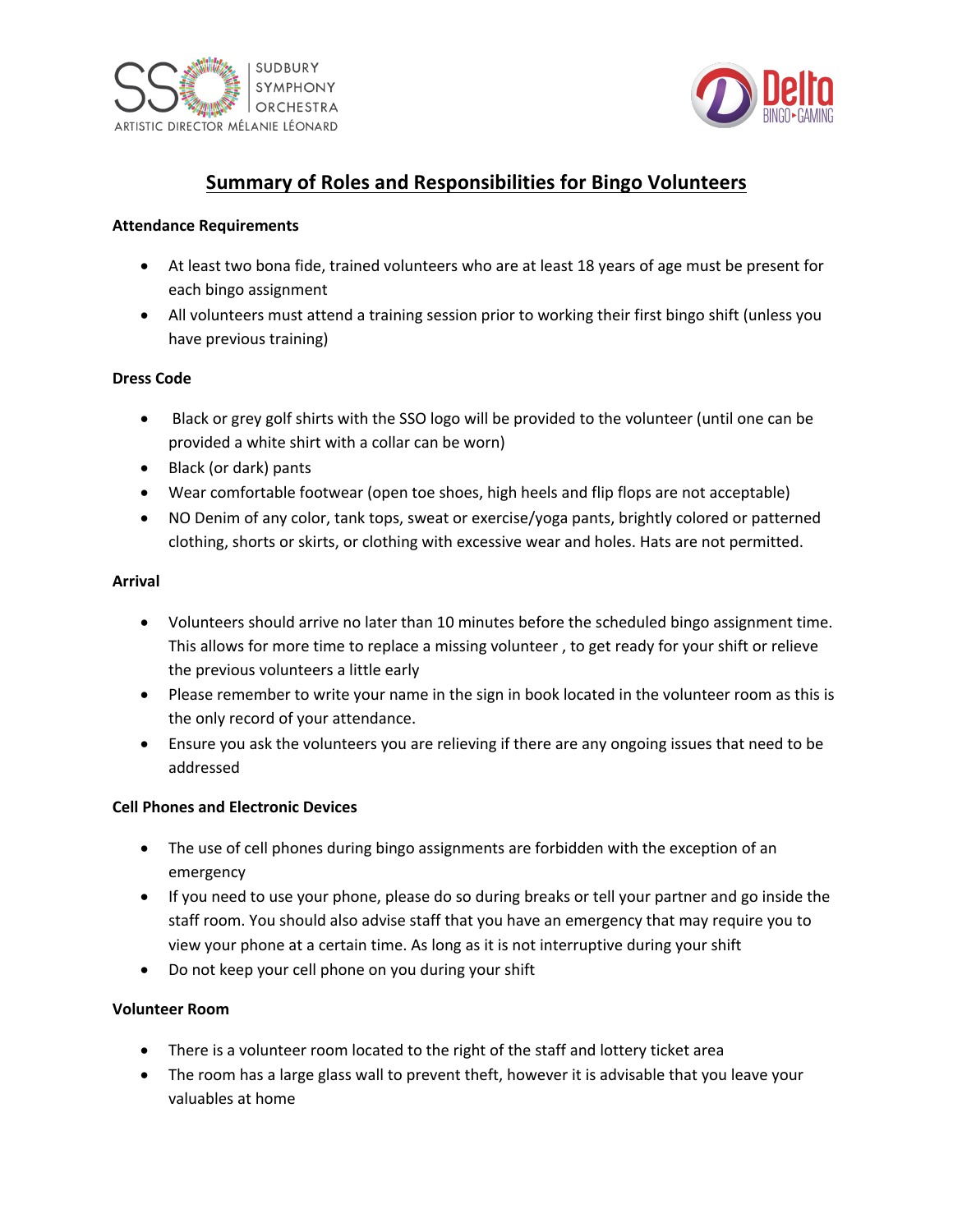SUDBURY SYMPHONY ORCHESTRA
ARTISTIC DIRECTOR MÉLANIE LÉONARD

Delta BINGO▸GAMING

# Summary of Roles and Responsibilities for Bingo Volunteers

**Attendance Requirements**

- At least two bona fide, trained volunteers who are at least 18 years of age must be present for each bingo assignment
- All volunteers must attend a training session prior to working their first bingo shift (unless you have previous training)

**Dress Code**

- Black or grey golf shirts with the SSO logo will be provided to the volunteer (until one can be provided a white shirt with a collar can be worn)
- Black (or dark) pants
- Wear comfortable footwear (open toe shoes, high heels and flip flops are not acceptable)
- NO Denim of any color, tank tops, sweat or exercise/yoga pants, brightly colored or patterned clothing, shorts or skirts, or clothing with excessive wear and holes. Hats are not permitted.

**Arrival**

- Volunteers should arrive no later than 10 minutes before the scheduled bingo assignment time. This allows for more time to replace a missing volunteer , to get ready for your shift or relieve the previous volunteers a little early
- Please remember to write your name in the sign in book located in the volunteer room as this is the only record of your attendance.
- Ensure you ask the volunteers you are relieving if there are any ongoing issues that need to be addressed

**Cell Phones and Electronic Devices**

- The use of cell phones during bingo assignments are forbidden with the exception of an emergency
- If you need to use your phone, please do so during breaks or tell your partner and go inside the staff room. You should also advise staff that you have an emergency that may require you to view your phone at a certain time. As long as it is not interruptive during your shift
- Do not keep your cell phone on you during your shift

**Volunteer Room**

- There is a volunteer room located to the right of the staff and lottery ticket area
- The room has a large glass wall to prevent theft, however it is advisable that you leave your valuables at home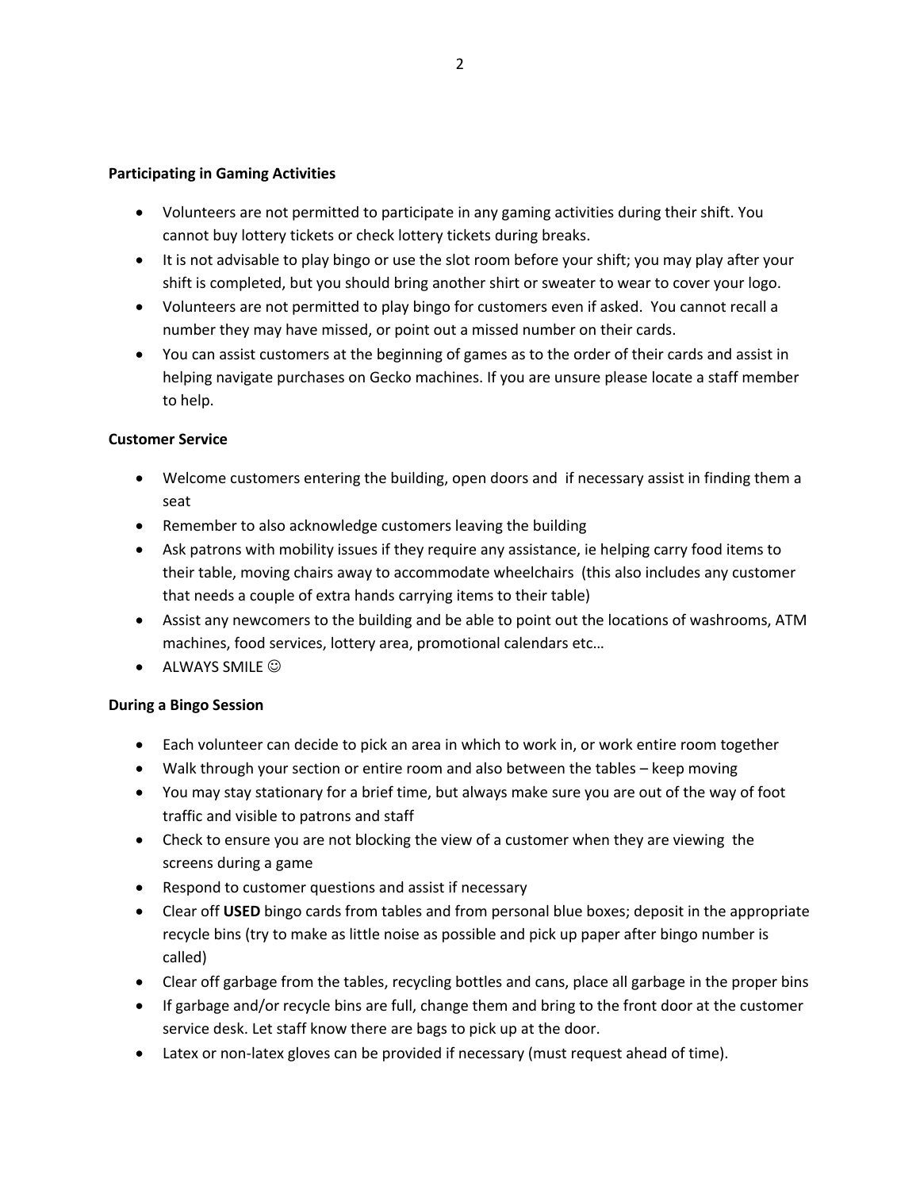**Participating in Gaming Activities**

- Volunteers are not permitted to participate in any gaming activities during their shift. You cannot buy lottery tickets or check lottery tickets during breaks.
- It is not advisable to play bingo or use the slot room before your shift; you may play after your shift is completed, but you should bring another shirt or sweater to wear to cover your logo.
- Volunteers are not permitted to play bingo for customers even if asked. You cannot recall a number they may have missed, or point out a missed number on their cards.
- You can assist customers at the beginning of games as to the order of their cards and assist in helping navigate purchases on Gecko machines. If you are unsure please locate a staff member to help.

**Customer Service**

- Welcome customers entering the building, open doors and if necessary assist in finding them a seat
- Remember to also acknowledge customers leaving the building
- Ask patrons with mobility issues if they require any assistance, ie helping carry food items to their table, moving chairs away to accommodate wheelchairs (this also includes any customer that needs a couple of extra hands carrying items to their table)
- Assist any newcomers to the building and be able to point out the locations of washrooms, ATM machines, food services, lottery area, promotional calendars etc…
- ALWAYS SMILE ☺

**During a Bingo Session**

- Each volunteer can decide to pick an area in which to work in, or work entire room together
- Walk through your section or entire room and also between the tables – keep moving
- You may stay stationary for a brief time, but always make sure you are out of the way of foot traffic and visible to patrons and staff
- Check to ensure you are not blocking the view of a customer when they are viewing the screens during a game
- Respond to customer questions and assist if necessary
- Clear off **USED** bingo cards from tables and from personal blue boxes; deposit in the appropriate recycle bins (try to make as little noise as possible and pick up paper after bingo number is called)
- Clear off garbage from the tables, recycling bottles and cans, place all garbage in the proper bins
- If garbage and/or recycle bins are full, change them and bring to the front door at the customer service desk. Let staff know there are bags to pick up at the door.
- Latex or non-latex gloves can be provided if necessary (must request ahead of time).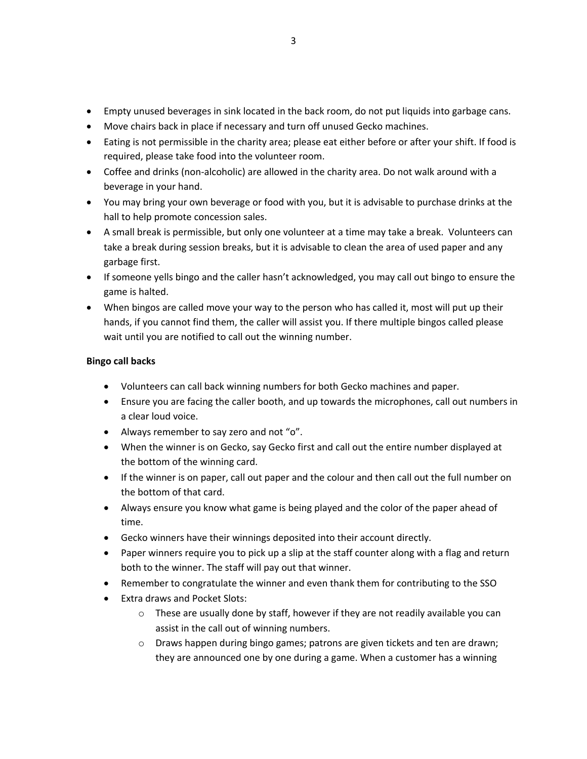- Empty unused beverages in sink located in the back room, do not put liquids into garbage cans.
- Move chairs back in place if necessary and turn off unused Gecko machines.
- Eating is not permissible in the charity area; please eat either before or after your shift. If food is required, please take food into the volunteer room.
- Coffee and drinks (non-alcoholic) are allowed in the charity area. Do not walk around with a beverage in your hand.
- You may bring your own beverage or food with you, but it is advisable to purchase drinks at the hall to help promote concession sales.
- A small break is permissible, but only one volunteer at a time may take a break. Volunteers can take a break during session breaks, but it is advisable to clean the area of used paper and any garbage first.
- If someone yells bingo and the caller hasn't acknowledged, you may call out bingo to ensure the game is halted.
- When bingos are called move your way to the person who has called it, most will put up their hands, if you cannot find them, the caller will assist you. If there multiple bingos called please wait until you are notified to call out the winning number.

**Bingo call backs**

- Volunteers can call back winning numbers for both Gecko machines and paper.
- Ensure you are facing the caller booth, and up towards the microphones, call out numbers in a clear loud voice.
- Always remember to say zero and not "o".
- When the winner is on Gecko, say Gecko first and call out the entire number displayed at the bottom of the winning card.
- If the winner is on paper, call out paper and the colour and then call out the full number on the bottom of that card.
- Always ensure you know what game is being played and the color of the paper ahead of time.
- Gecko winners have their winnings deposited into their account directly.
- Paper winners require you to pick up a slip at the staff counter along with a flag and return both to the winner. The staff will pay out that winner.
- Remember to congratulate the winner and even thank them for contributing to the SSO
- Extra draws and Pocket Slots:
  - These are usually done by staff, however if they are not readily available you can assist in the call out of winning numbers.
  - Draws happen during bingo games; patrons are given tickets and ten are drawn; they are announced one by one during a game. When a customer has a winning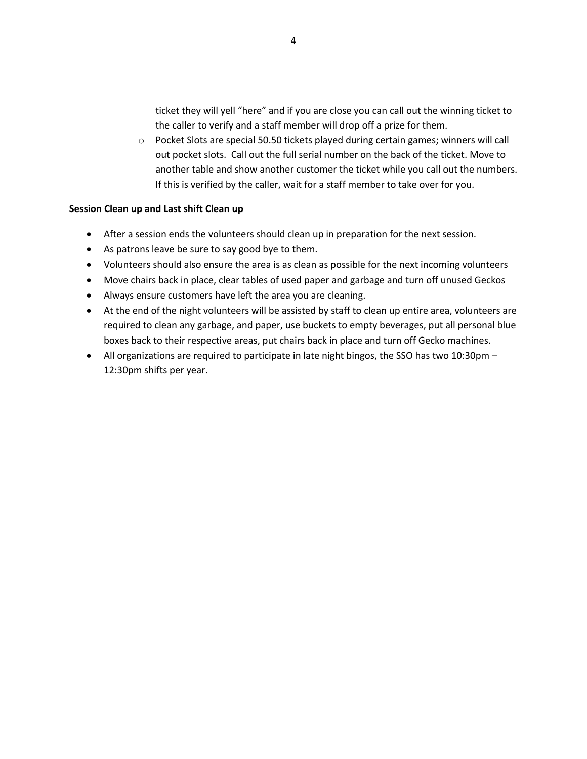ticket they will yell "here" and if you are close you can call out the winning ticket to the caller to verify and a staff member will drop off a prize for them.

- Pocket Slots are special 50.50 tickets played during certain games; winners will call out pocket slots. Call out the full serial number on the back of the ticket. Move to another table and show another customer the ticket while you call out the numbers. If this is verified by the caller, wait for a staff member to take over for you.

**Session Clean up and Last shift Clean up**

- After a session ends the volunteers should clean up in preparation for the next session.
- As patrons leave be sure to say good bye to them.
- Volunteers should also ensure the area is as clean as possible for the next incoming volunteers
- Move chairs back in place, clear tables of used paper and garbage and turn off unused Geckos
- Always ensure customers have left the area you are cleaning.
- At the end of the night volunteers will be assisted by staff to clean up entire area, volunteers are required to clean any garbage, and paper, use buckets to empty beverages, put all personal blue boxes back to their respective areas, put chairs back in place and turn off Gecko machines.
- All organizations are required to participate in late night bingos, the SSO has two 10:30pm – 12:30pm shifts per year.